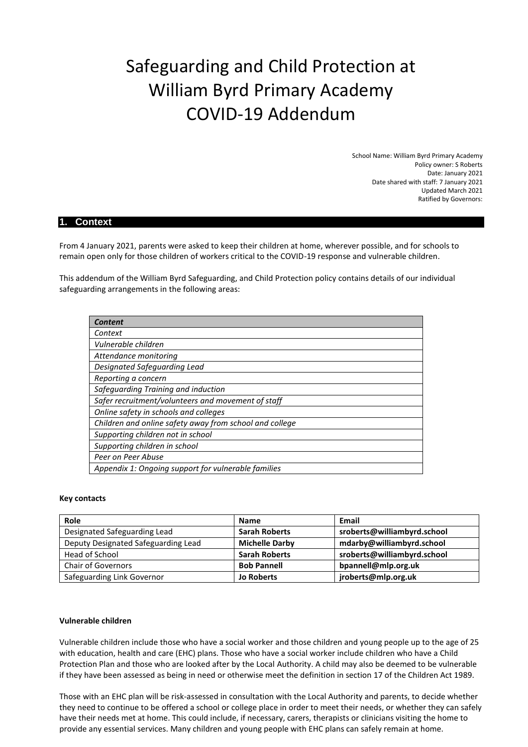# Safeguarding and Child Protection at William Byrd Primary Academy COVID-19 Addendum

School Name: William Byrd Primary Academy
Policy owner: S Roberts
Date: January 2021
Date shared with staff: 7 January 2021
Updated March 2021
Ratified by Governors:

## 1. Context

From 4 January 2021, parents were asked to keep their children at home, wherever possible, and for schools to remain open only for those children of workers critical to the COVID-19 response and vulnerable children.

This addendum of the William Byrd Safeguarding, and Child Protection policy contains details of our individual safeguarding arrangements in the following areas:

| *Content* |
|---|
| *Context* |
| *Vulnerable children* |
| *Attendance monitoring* |
| *Designated Safeguarding Lead* |
| *Reporting a concern* |
| *Safeguarding Training and induction* |
| *Safer recruitment/volunteers and movement of staff* |
| *Online safety in schools and colleges* |
| *Children and online safety away from school and college* |
| *Supporting children not in school* |
| *Supporting children in school* |
| *Peer on Peer Abuse* |
| *Appendix 1: Ongoing support for vulnerable families* |

**Key contacts**

| Role | Name | Email |
|---|---|---|
| Designated Safeguarding Lead | **Sarah Roberts** | **sroberts@williambyrd.school** |
| Deputy Designated Safeguarding Lead | **Michelle Darby** | **mdarby@williambyrd.school** |
| Head of School | **Sarah Roberts** | **sroberts@williambyrd.school** |
| Chair of Governors | **Bob Pannell** | **bpannell@mlp.org.uk** |
| Safeguarding Link Governor | **Jo Roberts** | **jroberts@mlp.org.uk** |

**Vulnerable children**

Vulnerable children include those who have a social worker and those children and young people up to the age of 25 with education, health and care (EHC) plans. Those who have a social worker include children who have a Child Protection Plan and those who are looked after by the Local Authority. A child may also be deemed to be vulnerable if they have been assessed as being in need or otherwise meet the definition in section 17 of the Children Act 1989.

Those with an EHC plan will be risk-assessed in consultation with the Local Authority and parents, to decide whether they need to continue to be offered a school or college place in order to meet their needs, or whether they can safely have their needs met at home. This could include, if necessary, carers, therapists or clinicians visiting the home to provide any essential services. Many children and young people with EHC plans can safely remain at home.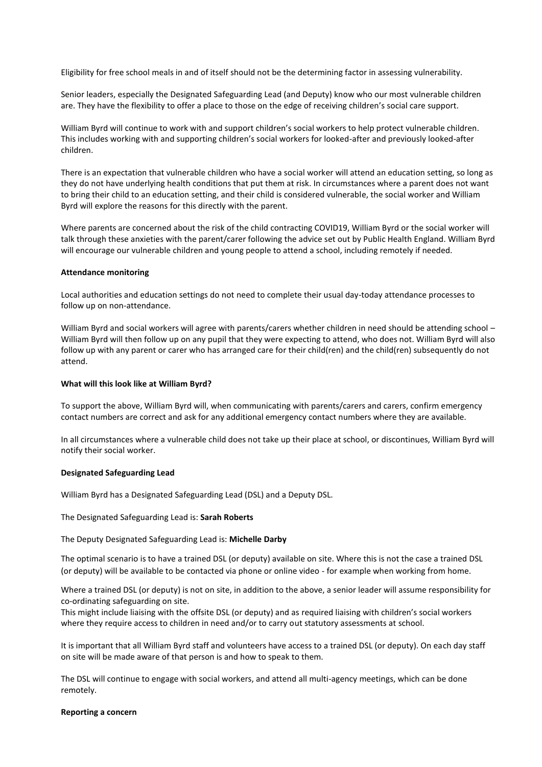Eligibility for free school meals in and of itself should not be the determining factor in assessing vulnerability.

Senior leaders, especially the Designated Safeguarding Lead (and Deputy) know who our most vulnerable children are. They have the flexibility to offer a place to those on the edge of receiving children's social care support.

William Byrd will continue to work with and support children's social workers to help protect vulnerable children. This includes working with and supporting children's social workers for looked-after and previously looked-after children.

There is an expectation that vulnerable children who have a social worker will attend an education setting, so long as they do not have underlying health conditions that put them at risk. In circumstances where a parent does not want to bring their child to an education setting, and their child is considered vulnerable, the social worker and William Byrd will explore the reasons for this directly with the parent.

Where parents are concerned about the risk of the child contracting COVID19, William Byrd or the social worker will talk through these anxieties with the parent/carer following the advice set out by Public Health England. William Byrd will encourage our vulnerable children and young people to attend a school, including remotely if needed.

**Attendance monitoring**

Local authorities and education settings do not need to complete their usual day-today attendance processes to follow up on non-attendance.

William Byrd and social workers will agree with parents/carers whether children in need should be attending school – William Byrd will then follow up on any pupil that they were expecting to attend, who does not. William Byrd will also follow up with any parent or carer who has arranged care for their child(ren) and the child(ren) subsequently do not attend.

**What will this look like at William Byrd?**

To support the above, William Byrd will, when communicating with parents/carers and carers, confirm emergency contact numbers are correct and ask for any additional emergency contact numbers where they are available.

In all circumstances where a vulnerable child does not take up their place at school, or discontinues, William Byrd will notify their social worker.

**Designated Safeguarding Lead**

William Byrd has a Designated Safeguarding Lead (DSL) and a Deputy DSL.

The Designated Safeguarding Lead is: **Sarah Roberts**

The Deputy Designated Safeguarding Lead is: **Michelle Darby**

The optimal scenario is to have a trained DSL (or deputy) available on site. Where this is not the case a trained DSL (or deputy) will be available to be contacted via phone or online video - for example when working from home.

Where a trained DSL (or deputy) is not on site, in addition to the above, a senior leader will assume responsibility for co-ordinating safeguarding on site.
This might include liaising with the offsite DSL (or deputy) and as required liaising with children's social workers where they require access to children in need and/or to carry out statutory assessments at school.

It is important that all William Byrd staff and volunteers have access to a trained DSL (or deputy). On each day staff on site will be made aware of that person is and how to speak to them.

The DSL will continue to engage with social workers, and attend all multi-agency meetings, which can be done remotely.

**Reporting a concern**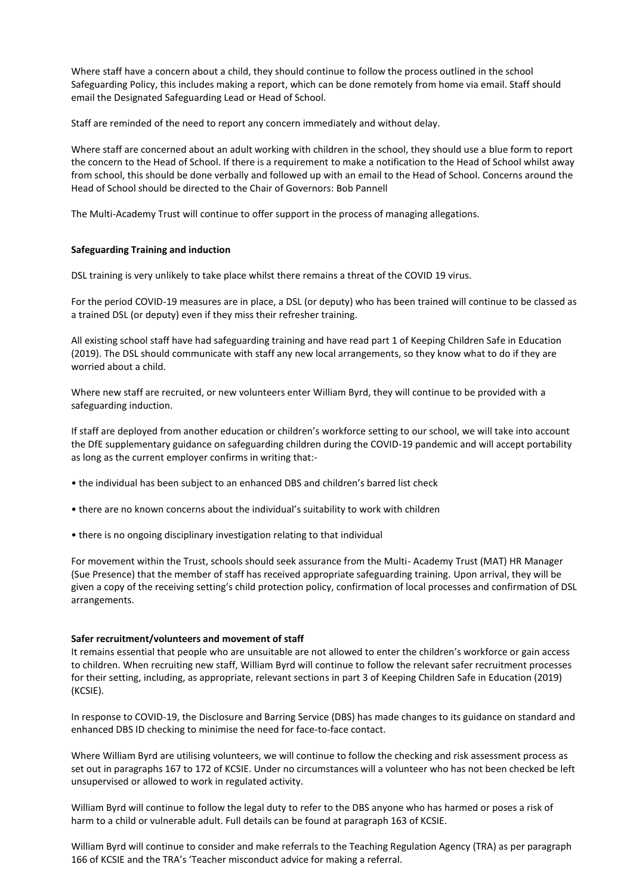Where staff have a concern about a child, they should continue to follow the process outlined in the school Safeguarding Policy, this includes making a report, which can be done remotely from home via email. Staff should email the Designated Safeguarding Lead or Head of School.

Staff are reminded of the need to report any concern immediately and without delay.

Where staff are concerned about an adult working with children in the school, they should use a blue form to report the concern to the Head of School. If there is a requirement to make a notification to the Head of School whilst away from school, this should be done verbally and followed up with an email to the Head of School. Concerns around the Head of School should be directed to the Chair of Governors: Bob Pannell

The Multi-Academy Trust will continue to offer support in the process of managing allegations.

**Safeguarding Training and induction**

DSL training is very unlikely to take place whilst there remains a threat of the COVID 19 virus.

For the period COVID-19 measures are in place, a DSL (or deputy) who has been trained will continue to be classed as a trained DSL (or deputy) even if they miss their refresher training.

All existing school staff have had safeguarding training and have read part 1 of Keeping Children Safe in Education (2019). The DSL should communicate with staff any new local arrangements, so they know what to do if they are worried about a child.

Where new staff are recruited, or new volunteers enter William Byrd, they will continue to be provided with a safeguarding induction.

If staff are deployed from another education or children's workforce setting to our school, we will take into account the DfE supplementary guidance on safeguarding children during the COVID-19 pandemic and will accept portability as long as the current employer confirms in writing that:-

- the individual has been subject to an enhanced DBS and children's barred list check
- there are no known concerns about the individual's suitability to work with children
- there is no ongoing disciplinary investigation relating to that individual

For movement within the Trust, schools should seek assurance from the Multi- Academy Trust (MAT) HR Manager (Sue Presence) that the member of staff has received appropriate safeguarding training. Upon arrival, they will be given a copy of the receiving setting's child protection policy, confirmation of local processes and confirmation of DSL arrangements.

**Safer recruitment/volunteers and movement of staff**

It remains essential that people who are unsuitable are not allowed to enter the children's workforce or gain access to children. When recruiting new staff, William Byrd will continue to follow the relevant safer recruitment processes for their setting, including, as appropriate, relevant sections in part 3 of Keeping Children Safe in Education (2019) (KCSIE).

In response to COVID-19, the Disclosure and Barring Service (DBS) has made changes to its guidance on standard and enhanced DBS ID checking to minimise the need for face-to-face contact.

Where William Byrd are utilising volunteers, we will continue to follow the checking and risk assessment process as set out in paragraphs 167 to 172 of KCSIE. Under no circumstances will a volunteer who has not been checked be left unsupervised or allowed to work in regulated activity.

William Byrd will continue to follow the legal duty to refer to the DBS anyone who has harmed or poses a risk of harm to a child or vulnerable adult. Full details can be found at paragraph 163 of KCSIE.

William Byrd will continue to consider and make referrals to the Teaching Regulation Agency (TRA) as per paragraph 166 of KCSIE and the TRA's 'Teacher misconduct advice for making a referral.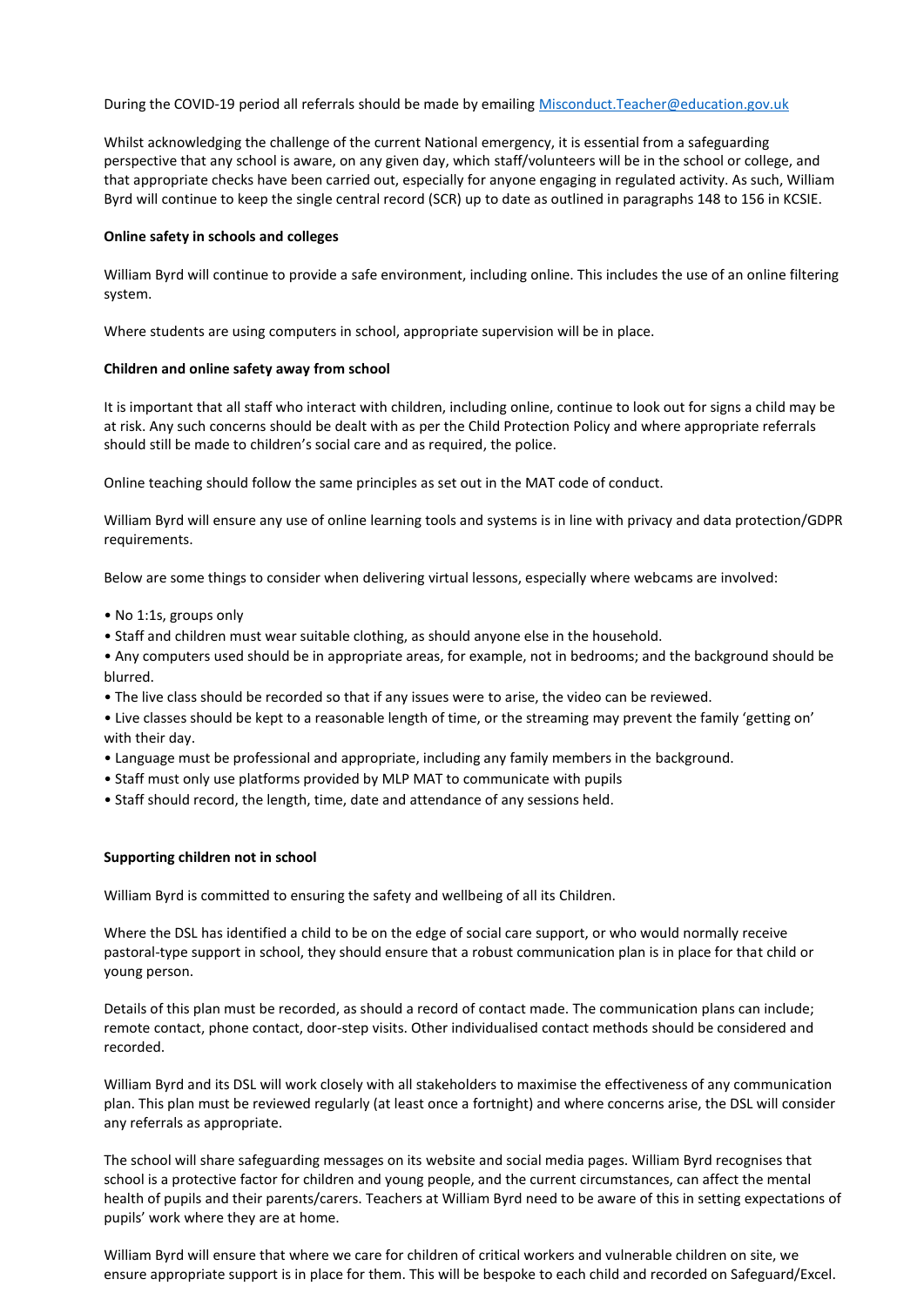During the COVID-19 period all referrals should be made by emailing [Misconduct.Teacher@education.gov.uk](mailto:Misconduct.Teacher@education.gov.uk)

Whilst acknowledging the challenge of the current National emergency, it is essential from a safeguarding perspective that any school is aware, on any given day, which staff/volunteers will be in the school or college, and that appropriate checks have been carried out, especially for anyone engaging in regulated activity. As such, William Byrd will continue to keep the single central record (SCR) up to date as outlined in paragraphs 148 to 156 in KCSIE.

**Online safety in schools and colleges**

William Byrd will continue to provide a safe environment, including online. This includes the use of an online filtering system.

Where students are using computers in school, appropriate supervision will be in place.

**Children and online safety away from school**

It is important that all staff who interact with children, including online, continue to look out for signs a child may be at risk. Any such concerns should be dealt with as per the Child Protection Policy and where appropriate referrals should still be made to children's social care and as required, the police.

Online teaching should follow the same principles as set out in the MAT code of conduct.

William Byrd will ensure any use of online learning tools and systems is in line with privacy and data protection/GDPR requirements.

Below are some things to consider when delivering virtual lessons, especially where webcams are involved:

- No 1:1s, groups only
- Staff and children must wear suitable clothing, as should anyone else in the household.
- Any computers used should be in appropriate areas, for example, not in bedrooms; and the background should be blurred.
- The live class should be recorded so that if any issues were to arise, the video can be reviewed.
- Live classes should be kept to a reasonable length of time, or the streaming may prevent the family 'getting on' with their day.
- Language must be professional and appropriate, including any family members in the background.
- Staff must only use platforms provided by MLP MAT to communicate with pupils
- Staff should record, the length, time, date and attendance of any sessions held.

**Supporting children not in school**

William Byrd is committed to ensuring the safety and wellbeing of all its Children.

Where the DSL has identified a child to be on the edge of social care support, or who would normally receive pastoral-type support in school, they should ensure that a robust communication plan is in place for that child or young person.

Details of this plan must be recorded, as should a record of contact made. The communication plans can include; remote contact, phone contact, door-step visits. Other individualised contact methods should be considered and recorded.

William Byrd and its DSL will work closely with all stakeholders to maximise the effectiveness of any communication plan. This plan must be reviewed regularly (at least once a fortnight) and where concerns arise, the DSL will consider any referrals as appropriate.

The school will share safeguarding messages on its website and social media pages. William Byrd recognises that school is a protective factor for children and young people, and the current circumstances, can affect the mental health of pupils and their parents/carers. Teachers at William Byrd need to be aware of this in setting expectations of pupils' work where they are at home.

William Byrd will ensure that where we care for children of critical workers and vulnerable children on site, we ensure appropriate support is in place for them. This will be bespoke to each child and recorded on Safeguard/Excel.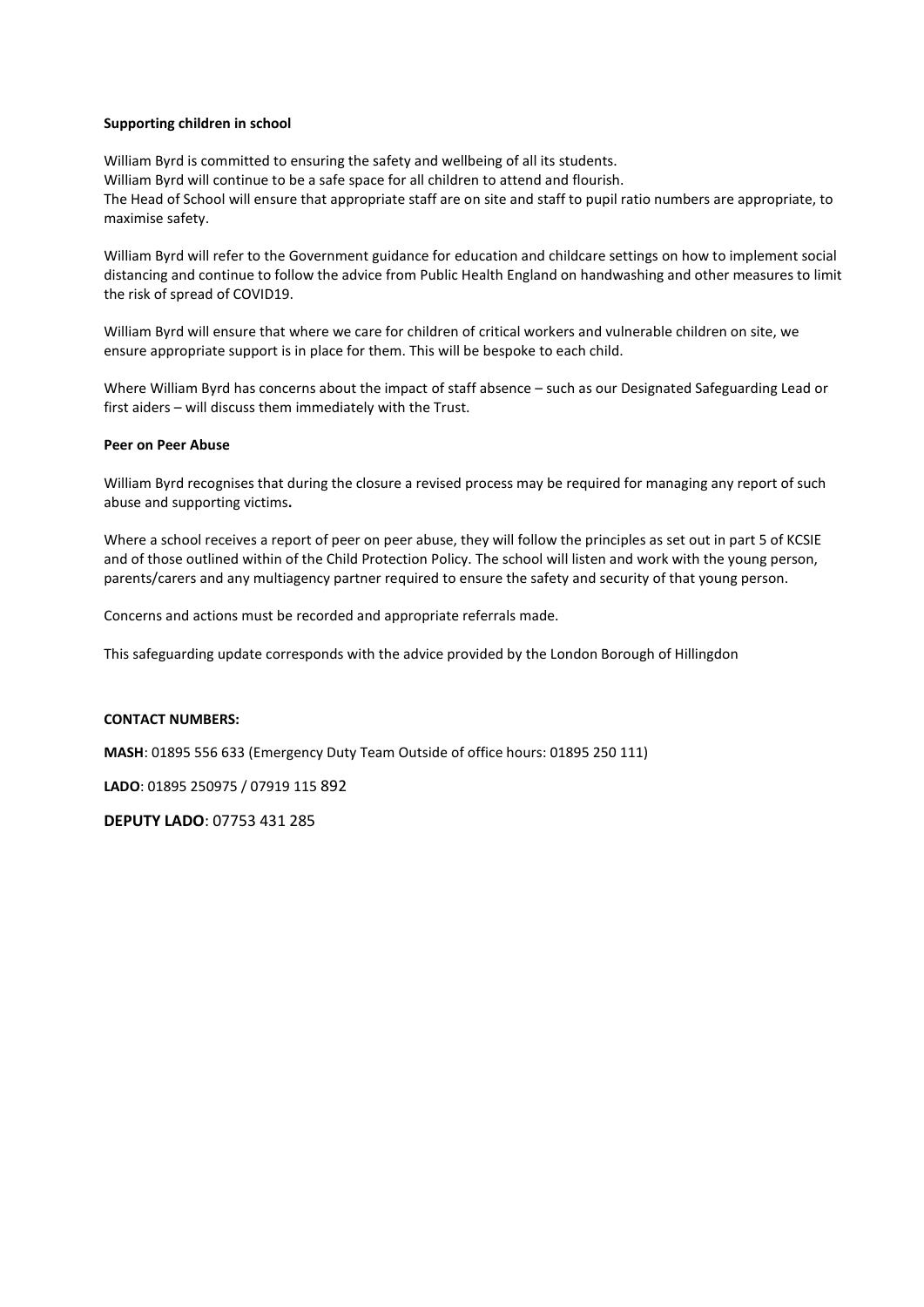**Supporting children in school**

William Byrd is committed to ensuring the safety and wellbeing of all its students.
William Byrd will continue to be a safe space for all children to attend and flourish.
The Head of School will ensure that appropriate staff are on site and staff to pupil ratio numbers are appropriate, to maximise safety.

William Byrd will refer to the Government guidance for education and childcare settings on how to implement social distancing and continue to follow the advice from Public Health England on handwashing and other measures to limit the risk of spread of COVID19.

William Byrd will ensure that where we care for children of critical workers and vulnerable children on site, we ensure appropriate support is in place for them. This will be bespoke to each child.

Where William Byrd has concerns about the impact of staff absence – such as our Designated Safeguarding Lead or first aiders – will discuss them immediately with the Trust.

**Peer on Peer Abuse**

William Byrd recognises that during the closure a revised process may be required for managing any report of such abuse and supporting victims**.**

Where a school receives a report of peer on peer abuse, they will follow the principles as set out in part 5 of KCSIE and of those outlined within of the Child Protection Policy. The school will listen and work with the young person, parents/carers and any multiagency partner required to ensure the safety and security of that young person.

Concerns and actions must be recorded and appropriate referrals made.

This safeguarding update corresponds with the advice provided by the London Borough of Hillingdon

**CONTACT NUMBERS:**

**MASH**: 01895 556 633 (Emergency Duty Team Outside of office hours: 01895 250 111)

**LADO**: 01895 250975 / 07919 115 892

**DEPUTY LADO**: 07753 431 285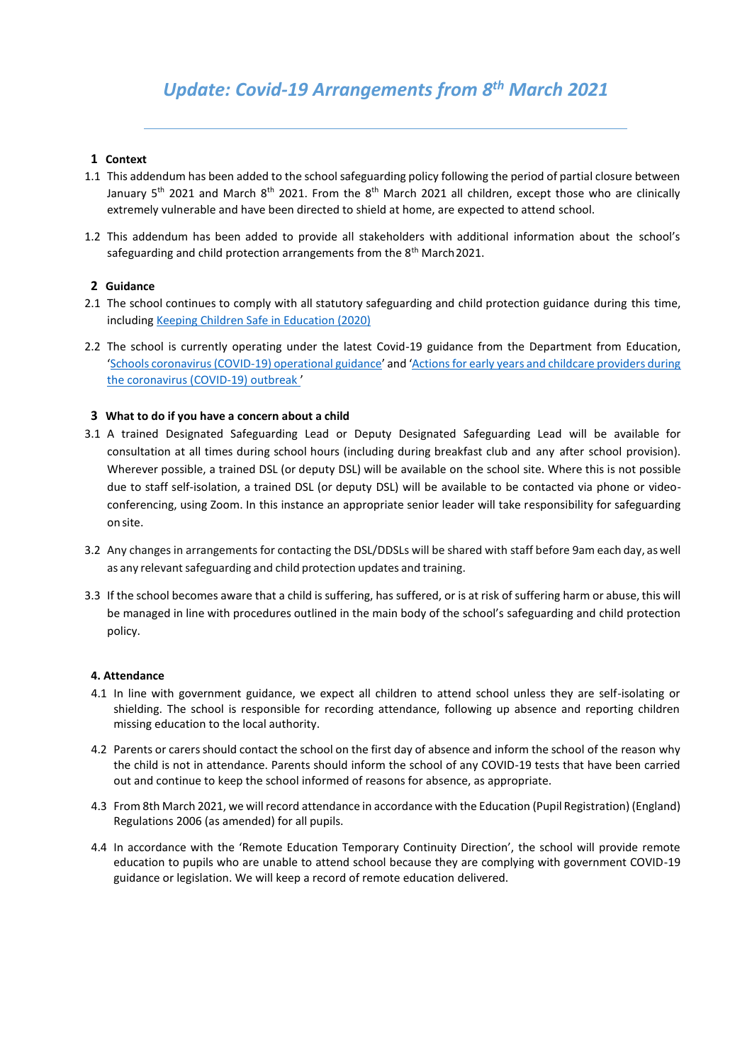# *Update: Covid-19 Arrangements from 8th March 2021*

---

## 1 Context

1.1 This addendum has been added to the school safeguarding policy following the period of partial closure between January 5th 2021 and March 8th 2021. From the 8th March 2021 all children, except those who are clinically extremely vulnerable and have been directed to shield at home, are expected to attend school.

1.2 This addendum has been added to provide all stakeholders with additional information about the school's safeguarding and child protection arrangements from the 8th March 2021.

## 2 Guidance

2.1 The school continues to comply with all statutory safeguarding and child protection guidance during this time, including Keeping Children Safe in Education (2020)

2.2 The school is currently operating under the latest Covid-19 guidance from the Department from Education, 'Schools coronavirus (COVID-19) operational guidance' and 'Actions for early years and childcare providers during the coronavirus (COVID-19) outbreak '

## 3 What to do if you have a concern about a child

3.1 A trained Designated Safeguarding Lead or Deputy Designated Safeguarding Lead will be available for consultation at all times during school hours (including during breakfast club and any after school provision). Wherever possible, a trained DSL (or deputy DSL) will be available on the school site. Where this is not possible due to staff self-isolation, a trained DSL (or deputy DSL) will be available to be contacted via phone or video-conferencing, using Zoom. In this instance an appropriate senior leader will take responsibility for safeguarding on site.

3.2 Any changes in arrangements for contacting the DSL/DDSLs will be shared with staff before 9am each day, as well as any relevant safeguarding and child protection updates and training.

3.3 If the school becomes aware that a child is suffering, has suffered, or is at risk of suffering harm or abuse, this will be managed in line with procedures outlined in the main body of the school's safeguarding and child protection policy.

## 4. Attendance

4.1 In line with government guidance, we expect all children to attend school unless they are self-isolating or shielding. The school is responsible for recording attendance, following up absence and reporting children missing education to the local authority.

4.2 Parents or carers should contact the school on the first day of absence and inform the school of the reason why the child is not in attendance. Parents should inform the school of any COVID-19 tests that have been carried out and continue to keep the school informed of reasons for absence, as appropriate.

4.3 From 8th March 2021, we will record attendance in accordance with the Education (Pupil Registration) (England) Regulations 2006 (as amended) for all pupils.

4.4 In accordance with the 'Remote Education Temporary Continuity Direction', the school will provide remote education to pupils who are unable to attend school because they are complying with government COVID-19 guidance or legislation. We will keep a record of remote education delivered.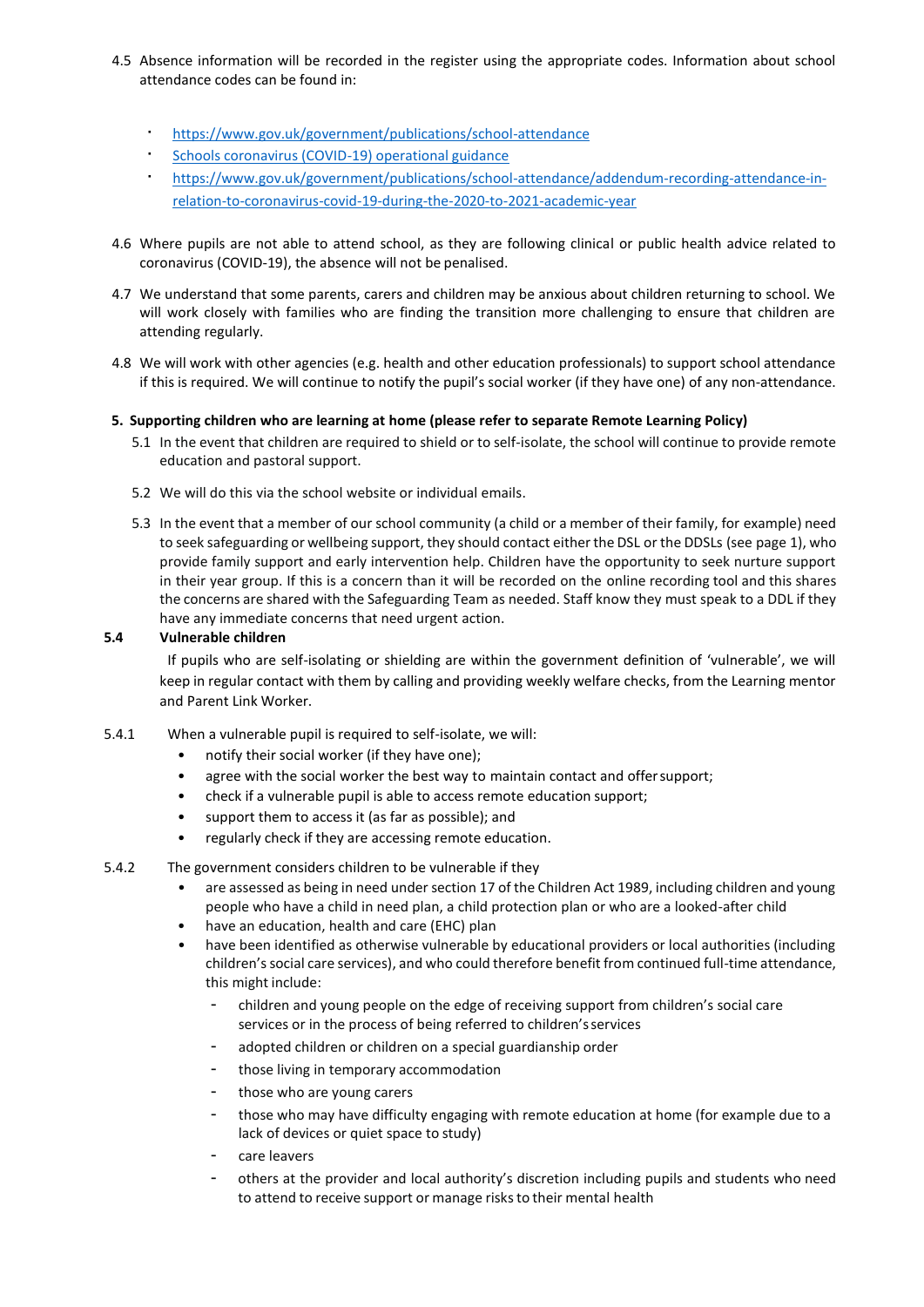4.5 Absence information will be recorded in the register using the appropriate codes. Information about school attendance codes can be found in:

- https://www.gov.uk/government/publications/school-attendance
- Schools coronavirus (COVID-19) operational guidance
- https://www.gov.uk/government/publications/school-attendance/addendum-recording-attendance-in-relation-to-coronavirus-covid-19-during-the-2020-to-2021-academic-year

4.6 Where pupils are not able to attend school, as they are following clinical or public health advice related to coronavirus (COVID-19), the absence will not be penalised.

4.7 We understand that some parents, carers and children may be anxious about children returning to school. We will work closely with families who are finding the transition more challenging to ensure that children are attending regularly.

4.8 We will work with other agencies (e.g. health and other education professionals) to support school attendance if this is required. We will continue to notify the pupil's social worker (if they have one) of any non-attendance.

**5. Supporting children who are learning at home (please refer to separate Remote Learning Policy)**

5.1 In the event that children are required to shield or to self-isolate, the school will continue to provide remote education and pastoral support.

5.2 We will do this via the school website or individual emails.

5.3 In the event that a member of our school community (a child or a member of their family, for example) need to seek safeguarding or wellbeing support, they should contact either the DSL or the DDSLs (see page 1), who provide family support and early intervention help. Children have the opportunity to seek nurture support in their year group. If this is a concern than it will be recorded on the online recording tool and this shares the concerns are shared with the Safeguarding Team as needed. Staff know they must speak to a DDL if they have any immediate concerns that need urgent action.

**5.4 Vulnerable children**

If pupils who are self-isolating or shielding are within the government definition of 'vulnerable', we will keep in regular contact with them by calling and providing weekly welfare checks, from the Learning mentor and Parent Link Worker.

5.4.1 When a vulnerable pupil is required to self-isolate, we will:

- notify their social worker (if they have one);
- agree with the social worker the best way to maintain contact and offer support;
- check if a vulnerable pupil is able to access remote education support;
- support them to access it (as far as possible); and
- regularly check if they are accessing remote education.

5.4.2 The government considers children to be vulnerable if they

- are assessed as being in need under section 17 of the Children Act 1989, including children and young people who have a child in need plan, a child protection plan or who are a looked-after child
- have an education, health and care (EHC) plan
- have been identified as otherwise vulnerable by educational providers or local authorities (including children's social care services), and who could therefore benefit from continued full-time attendance, this might include:
  - children and young people on the edge of receiving support from children's social care services or in the process of being referred to children's services
  - adopted children or children on a special guardianship order
  - those living in temporary accommodation
  - those who are young carers
  - those who may have difficulty engaging with remote education at home (for example due to a lack of devices or quiet space to study)
  - care leavers
  - others at the provider and local authority's discretion including pupils and students who need to attend to receive support or manage risks to their mental health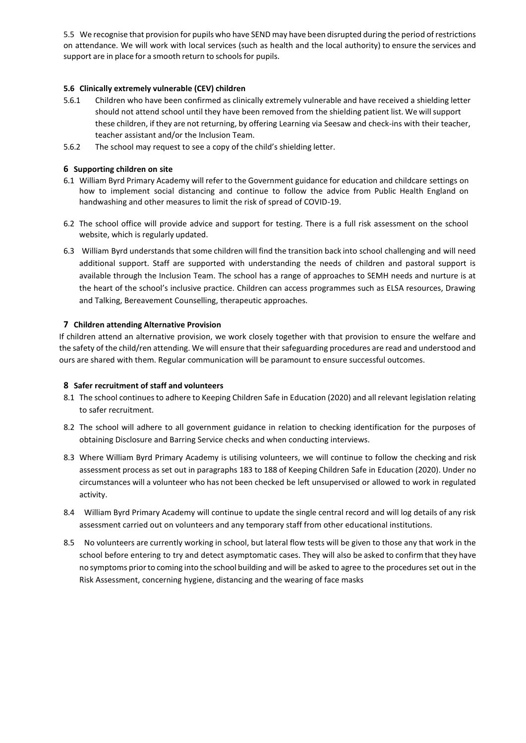5.5 We recognise that provision for pupils who have SEND may have been disrupted during the period of restrictions on attendance. We will work with local services (such as health and the local authority) to ensure the services and support are in place for a smooth return to schools for pupils.

### 5.6 Clinically extremely vulnerable (CEV) children

5.6.1 Children who have been confirmed as clinically extremely vulnerable and have received a shielding letter should not attend school until they have been removed from the shielding patient list. We will support these children, if they are not returning, by offering Learning via Seesaw and check-ins with their teacher, teacher assistant and/or the Inclusion Team.

5.6.2 The school may request to see a copy of the child's shielding letter.

## 6 Supporting children on site

6.1 William Byrd Primary Academy will refer to the Government guidance for education and childcare settings on how to implement social distancing and continue to follow the advice from Public Health England on handwashing and other measures to limit the risk of spread of COVID-19.

6.2 The school office will provide advice and support for testing. There is a full risk assessment on the school website, which is regularly updated.

6.3 William Byrd understands that some children will find the transition back into school challenging and will need additional support. Staff are supported with understanding the needs of children and pastoral support is available through the Inclusion Team. The school has a range of approaches to SEMH needs and nurture is at the heart of the school's inclusive practice. Children can access programmes such as ELSA resources, Drawing and Talking, Bereavement Counselling, therapeutic approaches.

## 7 Children attending Alternative Provision

If children attend an alternative provision, we work closely together with that provision to ensure the welfare and the safety of the child/ren attending. We will ensure that their safeguarding procedures are read and understood and ours are shared with them. Regular communication will be paramount to ensure successful outcomes.

## 8 Safer recruitment of staff and volunteers

8.1 The school continues to adhere to Keeping Children Safe in Education (2020) and all relevant legislation relating to safer recruitment.

8.2 The school will adhere to all government guidance in relation to checking identification for the purposes of obtaining Disclosure and Barring Service checks and when conducting interviews.

8.3 Where William Byrd Primary Academy is utilising volunteers, we will continue to follow the checking and risk assessment process as set out in paragraphs 183 to 188 of Keeping Children Safe in Education (2020). Under no circumstances will a volunteer who has not been checked be left unsupervised or allowed to work in regulated activity.

8.4 William Byrd Primary Academy will continue to update the single central record and will log details of any risk assessment carried out on volunteers and any temporary staff from other educational institutions.

8.5 No volunteers are currently working in school, but lateral flow tests will be given to those any that work in the school before entering to try and detect asymptomatic cases. They will also be asked to confirm that they have no symptoms prior to coming into the school building and will be asked to agree to the procedures set out in the Risk Assessment, concerning hygiene, distancing and the wearing of face masks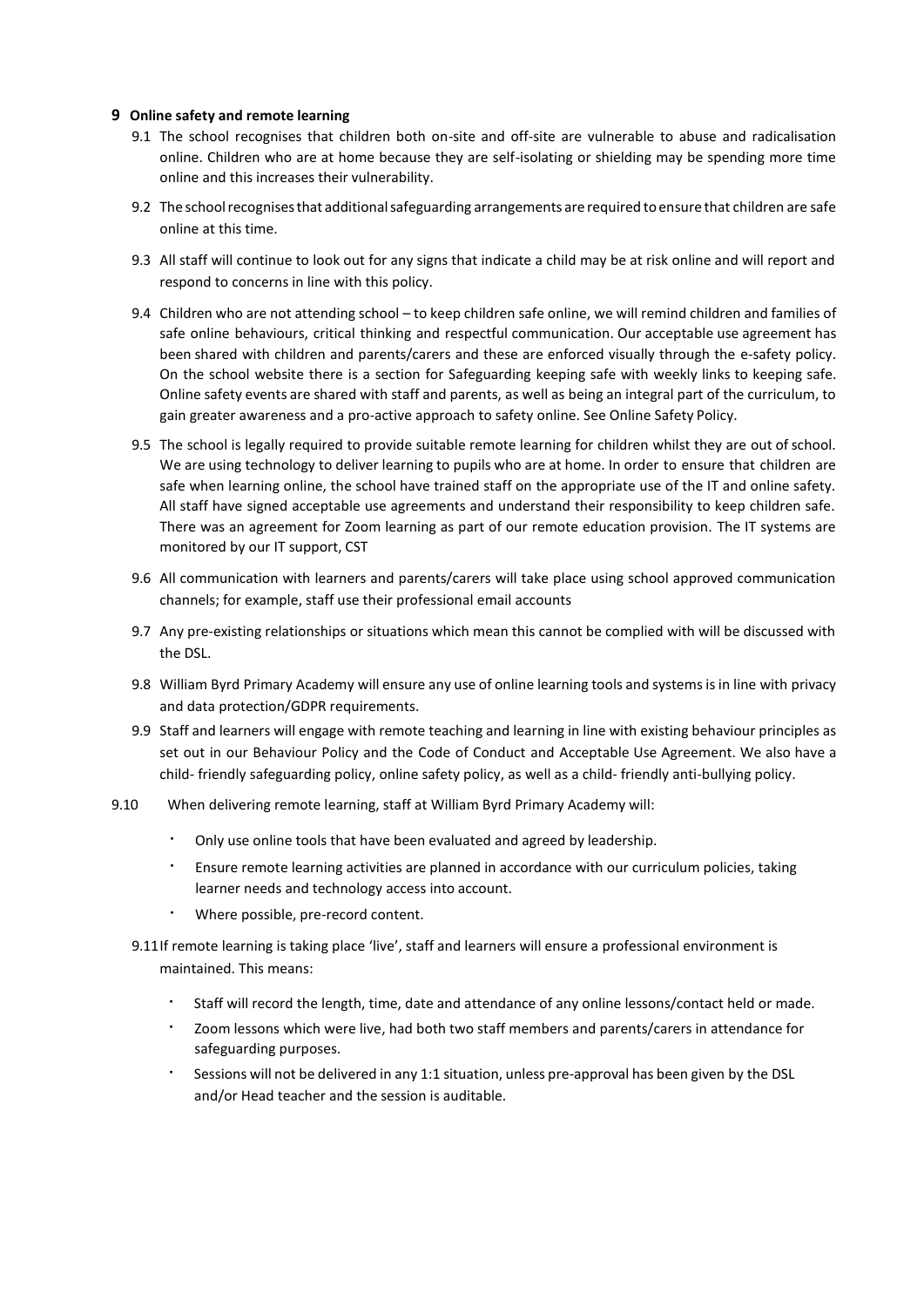## 9 Online safety and remote learning

9.1 The school recognises that children both on-site and off-site are vulnerable to abuse and radicalisation online. Children who are at home because they are self-isolating or shielding may be spending more time online and this increases their vulnerability.

9.2 The school recognises that additional safeguarding arrangements are required to ensure that children are safe online at this time.

9.3 All staff will continue to look out for any signs that indicate a child may be at risk online and will report and respond to concerns in line with this policy.

9.4 Children who are not attending school – to keep children safe online, we will remind children and families of safe online behaviours, critical thinking and respectful communication. Our acceptable use agreement has been shared with children and parents/carers and these are enforced visually through the e-safety policy. On the school website there is a section for Safeguarding keeping safe with weekly links to keeping safe. Online safety events are shared with staff and parents, as well as being an integral part of the curriculum, to gain greater awareness and a pro-active approach to safety online. See Online Safety Policy.

9.5 The school is legally required to provide suitable remote learning for children whilst they are out of school. We are using technology to deliver learning to pupils who are at home. In order to ensure that children are safe when learning online, the school have trained staff on the appropriate use of the IT and online safety. All staff have signed acceptable use agreements and understand their responsibility to keep children safe. There was an agreement for Zoom learning as part of our remote education provision. The IT systems are monitored by our IT support, CST

9.6 All communication with learners and parents/carers will take place using school approved communication channels; for example, staff use their professional email accounts

9.7 Any pre-existing relationships or situations which mean this cannot be complied with will be discussed with the DSL.

9.8 William Byrd Primary Academy will ensure any use of online learning tools and systems is in line with privacy and data protection/GDPR requirements.

9.9 Staff and learners will engage with remote teaching and learning in line with existing behaviour principles as set out in our Behaviour Policy and the Code of Conduct and Acceptable Use Agreement. We also have a child- friendly safeguarding policy, online safety policy, as well as a child- friendly anti-bullying policy.

9.10 When delivering remote learning, staff at William Byrd Primary Academy will:

- Only use online tools that have been evaluated and agreed by leadership.
- Ensure remote learning activities are planned in accordance with our curriculum policies, taking learner needs and technology access into account.
- Where possible, pre-record content.

9.11 If remote learning is taking place 'live', staff and learners will ensure a professional environment is maintained. This means:

- Staff will record the length, time, date and attendance of any online lessons/contact held or made.
- Zoom lessons which were live, had both two staff members and parents/carers in attendance for safeguarding purposes.
- Sessions will not be delivered in any 1:1 situation, unless pre-approval has been given by the DSL and/or Head teacher and the session is auditable.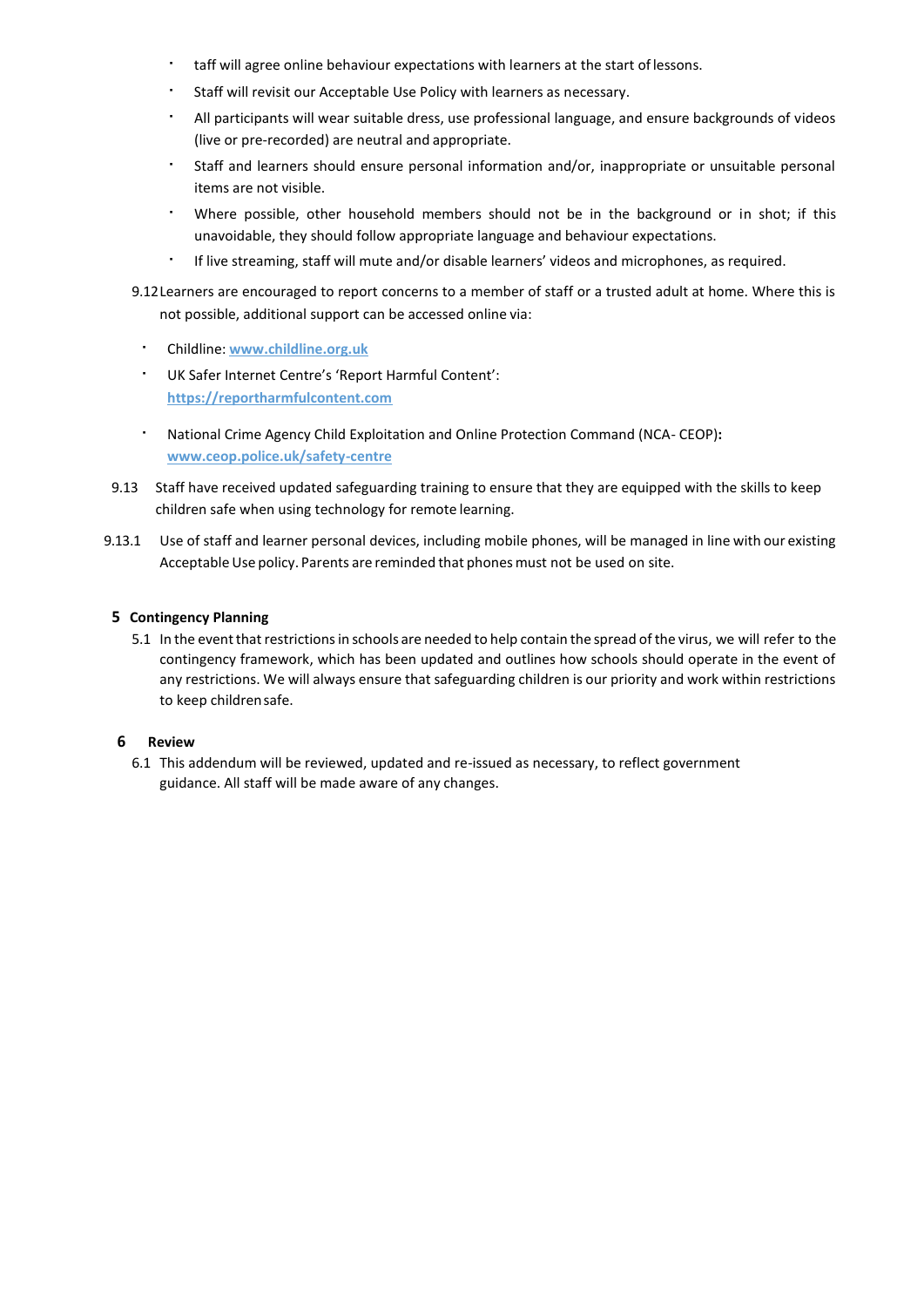- taff will agree online behaviour expectations with learners at the start of lessons.
- Staff will revisit our Acceptable Use Policy with learners as necessary.
- All participants will wear suitable dress, use professional language, and ensure backgrounds of videos (live or pre-recorded) are neutral and appropriate.
- Staff and learners should ensure personal information and/or, inappropriate or unsuitable personal items are not visible.
- Where possible, other household members should not be in the background or in shot; if this unavoidable, they should follow appropriate language and behaviour expectations.
- If live streaming, staff will mute and/or disable learners' videos and microphones, as required.

9.12 Learners are encouraged to report concerns to a member of staff or a trusted adult at home. Where this is not possible, additional support can be accessed online via:

- Childline: [www.childline.org.uk](www.childline.org.uk)
- UK Safer Internet Centre's 'Report Harmful Content': [https://reportharmfulcontent.com](https://reportharmfulcontent.com)
- National Crime Agency Child Exploitation and Online Protection Command (NCA- CEOP)**:** [www.ceop.police.uk/safety-centre](www.ceop.police.uk/safety-centre)

9.13 Staff have received updated safeguarding training to ensure that they are equipped with the skills to keep children safe when using technology for remote learning.

9.13.1 Use of staff and learner personal devices, including mobile phones, will be managed in line with our existing Acceptable Use policy. Parents are reminded that phones must not be used on site.

## 5 Contingency Planning

5.1 In the event that restrictions in schools are needed to help contain the spread of the virus, we will refer to the contingency framework, which has been updated and outlines how schools should operate in the event of any restrictions. We will always ensure that safeguarding children is our priority and work within restrictions to keep children safe.

## 6 Review

6.1 This addendum will be reviewed, updated and re-issued as necessary, to reflect government guidance. All staff will be made aware of any changes.